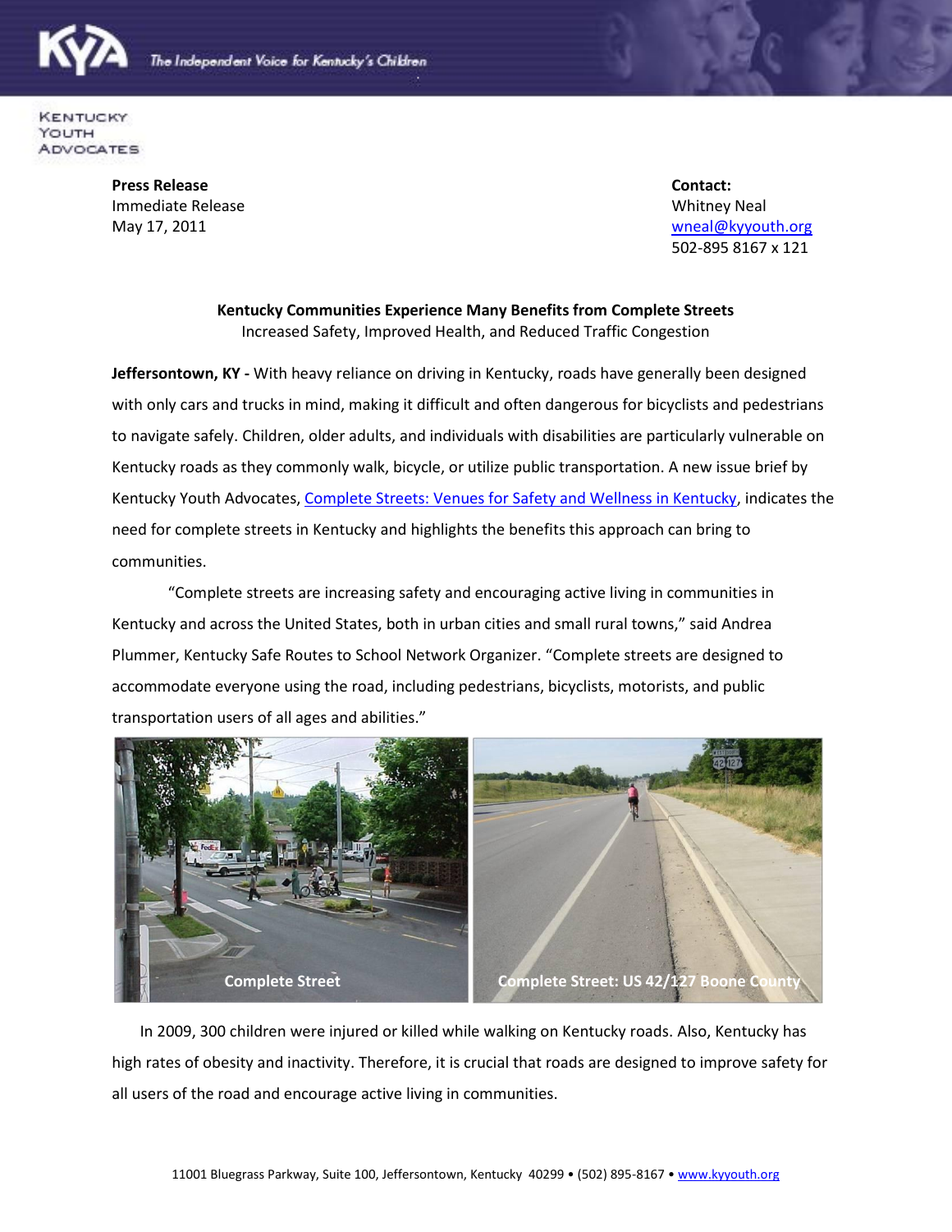KyA The Independent Voice for Kentucky's Children

Kentucky Youth Advocates

**Press Release**
Immediate Release
May 17, 2011

**Contact:**
Whitney Neal
wneal@kyyouth.org
502-895 8167 x 121

**Kentucky Communities Experience Many Benefits from Complete Streets**
Increased Safety, Improved Health, and Reduced Traffic Congestion

**Jeffersontown, KY -** With heavy reliance on driving in Kentucky, roads have generally been designed with only cars and trucks in mind, making it difficult and often dangerous for bicyclists and pedestrians to navigate safely. Children, older adults, and individuals with disabilities are particularly vulnerable on Kentucky roads as they commonly walk, bicycle, or utilize public transportation. A new issue brief by Kentucky Youth Advocates, Complete Streets: Venues for Safety and Wellness in Kentucky, indicates the need for complete streets in Kentucky and highlights the benefits this approach can bring to communities.

"Complete streets are increasing safety and encouraging active living in communities in Kentucky and across the United States, both in urban cities and small rural towns," said Andrea Plummer, Kentucky Safe Routes to School Network Organizer. "Complete streets are designed to accommodate everyone using the road, including pedestrians, bicyclists, motorists, and public transportation users of all ages and abilities."

Complete Street

Complete Street: US 42/127 Boone County

In 2009, 300 children were injured or killed while walking on Kentucky roads. Also, Kentucky has high rates of obesity and inactivity. Therefore, it is crucial that roads are designed to improve safety for all users of the road and encourage active living in communities.

11001 Bluegrass Parkway, Suite 100, Jeffersontown, Kentucky 40299 • (502) 895-8167 • www.kyyouth.org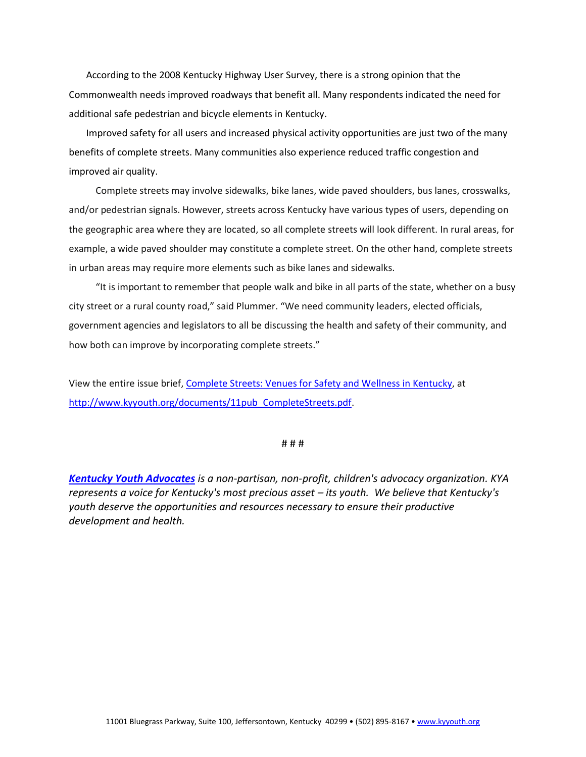According to the 2008 Kentucky Highway User Survey, there is a strong opinion that the Commonwealth needs improved roadways that benefit all. Many respondents indicated the need for additional safe pedestrian and bicycle elements in Kentucky.

Improved safety for all users and increased physical activity opportunities are just two of the many benefits of complete streets. Many communities also experience reduced traffic congestion and improved air quality.

Complete streets may involve sidewalks, bike lanes, wide paved shoulders, bus lanes, crosswalks, and/or pedestrian signals. However, streets across Kentucky have various types of users, depending on the geographic area where they are located, so all complete streets will look different. In rural areas, for example, a wide paved shoulder may constitute a complete street. On the other hand, complete streets in urban areas may require more elements such as bike lanes and sidewalks.

"It is important to remember that people walk and bike in all parts of the state, whether on a busy city street or a rural county road," said Plummer. "We need community leaders, elected officials, government agencies and legislators to all be discussing the health and safety of their community, and how both can improve by incorporating complete streets."

View the entire issue brief, [Complete Streets: Venues for Safety and Wellness in Kentucky](http://www.kyyouth.org/documents/11pub_CompleteStreets.pdf), at http://www.kyyouth.org/documents/11pub_CompleteStreets.pdf.

# # #

***Kentucky Youth Advocates*** *is a non-partisan, non-profit, children's advocacy organization. KYA represents a voice for Kentucky's most precious asset – its youth. We believe that Kentucky's youth deserve the opportunities and resources necessary to ensure their productive development and health.*

11001 Bluegrass Parkway, Suite 100, Jeffersontown, Kentucky 40299 • (502) 895-8167 • www.kyyouth.org